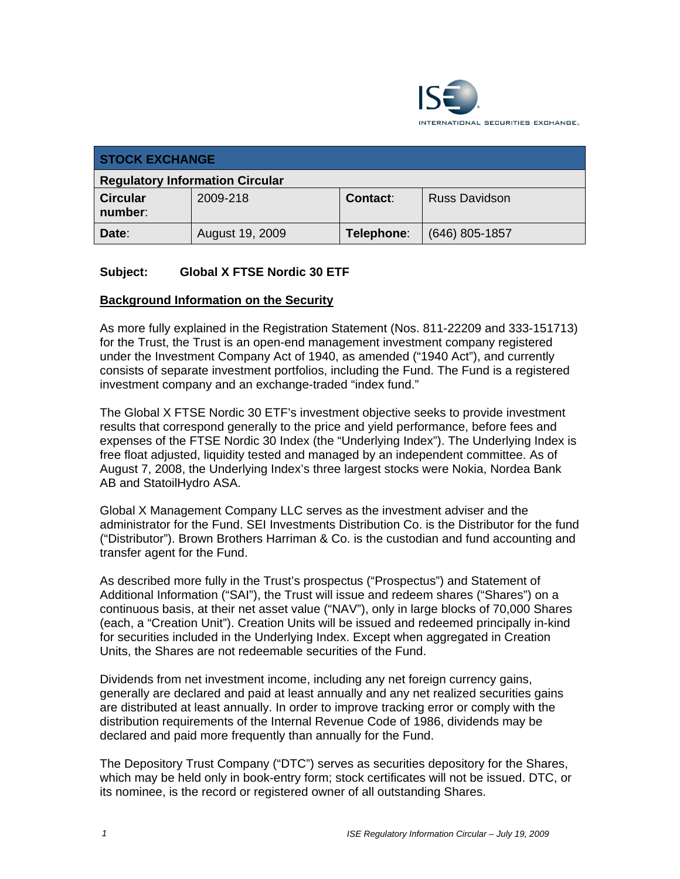| STOCK EXCHANGE | | | |
|---|---|---|---|
| **Regulatory Information Circular** | | | |
| **Circular number**: | 2009-218 | **Contact**: | Russ Davidson |
| **Date**: | August 19, 2009 | **Telephone**: | (646) 805-1857 |

**Subject: Global X FTSE Nordic 30 ETF**

## Background Information on the Security

As more fully explained in the Registration Statement (Nos. 811-22209 and 333-151713) for the Trust, the Trust is an open-end management investment company registered under the Investment Company Act of 1940, as amended ("1940 Act"), and currently consists of separate investment portfolios, including the Fund. The Fund is a registered investment company and an exchange-traded "index fund."

The Global X FTSE Nordic 30 ETF's investment objective seeks to provide investment results that correspond generally to the price and yield performance, before fees and expenses of the FTSE Nordic 30 Index (the "Underlying Index"). The Underlying Index is free float adjusted, liquidity tested and managed by an independent committee. As of August 7, 2008, the Underlying Index's three largest stocks were Nokia, Nordea Bank AB and StatoilHydro ASA.

Global X Management Company LLC serves as the investment adviser and the administrator for the Fund. SEI Investments Distribution Co. is the Distributor for the fund ("Distributor"). Brown Brothers Harriman & Co. is the custodian and fund accounting and transfer agent for the Fund.

As described more fully in the Trust's prospectus ("Prospectus") and Statement of Additional Information ("SAI"), the Trust will issue and redeem shares ("Shares") on a continuous basis, at their net asset value ("NAV"), only in large blocks of 70,000 Shares (each, a "Creation Unit"). Creation Units will be issued and redeemed principally in-kind for securities included in the Underlying Index. Except when aggregated in Creation Units, the Shares are not redeemable securities of the Fund.

Dividends from net investment income, including any net foreign currency gains, generally are declared and paid at least annually and any net realized securities gains are distributed at least annually. In order to improve tracking error or comply with the distribution requirements of the Internal Revenue Code of 1986, dividends may be declared and paid more frequently than annually for the Fund.

The Depository Trust Company ("DTC") serves as securities depository for the Shares, which may be held only in book-entry form; stock certificates will not be issued. DTC, or its nominee, is the record or registered owner of all outstanding Shares.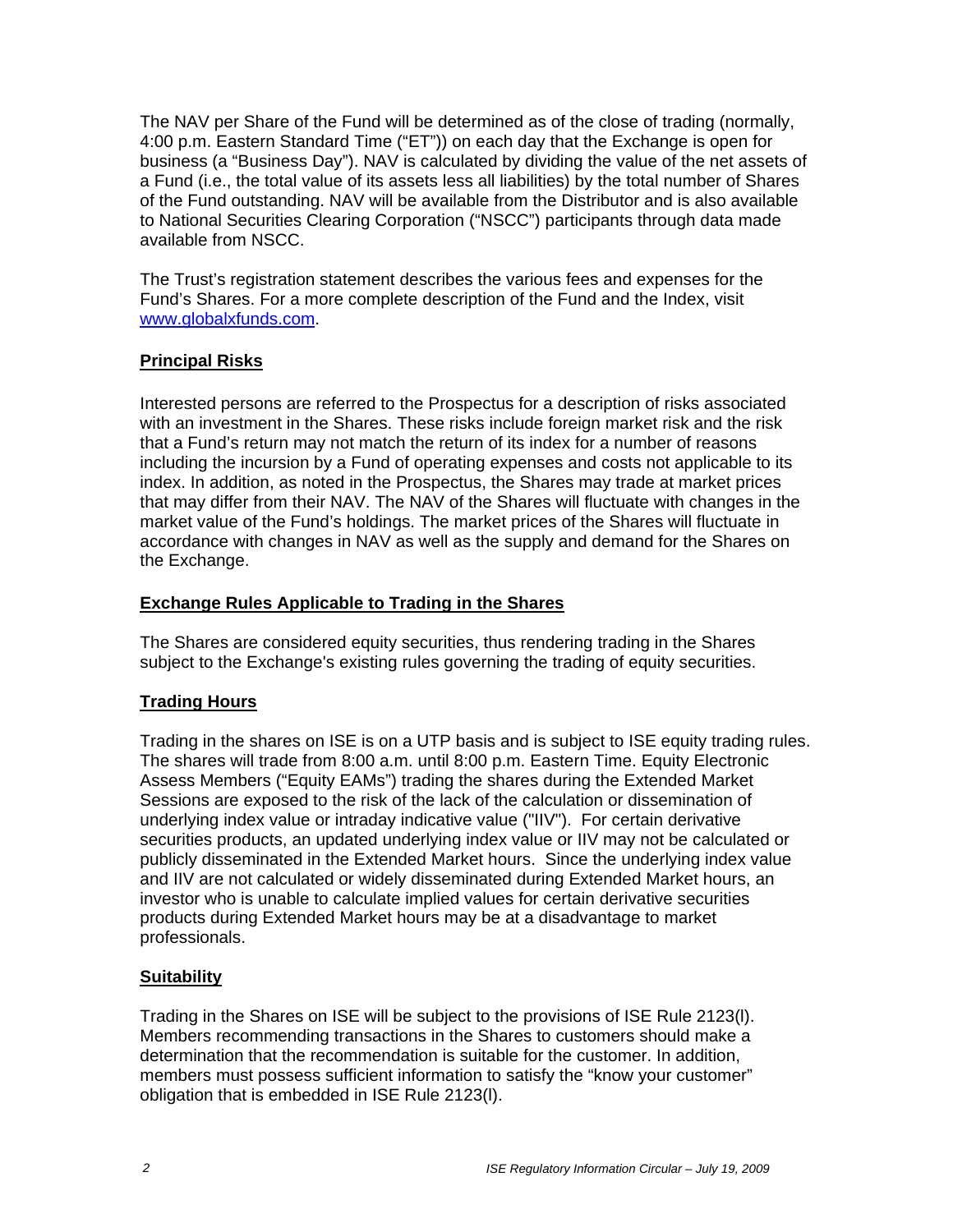The NAV per Share of the Fund will be determined as of the close of trading (normally, 4:00 p.m. Eastern Standard Time ("ET")) on each day that the Exchange is open for business (a "Business Day"). NAV is calculated by dividing the value of the net assets of a Fund (i.e., the total value of its assets less all liabilities) by the total number of Shares of the Fund outstanding. NAV will be available from the Distributor and is also available to National Securities Clearing Corporation ("NSCC") participants through data made available from NSCC.

The Trust's registration statement describes the various fees and expenses for the Fund's Shares. For a more complete description of the Fund and the Index, visit www.globalxfunds.com.

## Principal Risks

Interested persons are referred to the Prospectus for a description of risks associated with an investment in the Shares. These risks include foreign market risk and the risk that a Fund's return may not match the return of its index for a number of reasons including the incursion by a Fund of operating expenses and costs not applicable to its index. In addition, as noted in the Prospectus, the Shares may trade at market prices that may differ from their NAV. The NAV of the Shares will fluctuate with changes in the market value of the Fund's holdings. The market prices of the Shares will fluctuate in accordance with changes in NAV as well as the supply and demand for the Shares on the Exchange.

## Exchange Rules Applicable to Trading in the Shares

The Shares are considered equity securities, thus rendering trading in the Shares subject to the Exchange's existing rules governing the trading of equity securities.

## Trading Hours

Trading in the shares on ISE is on a UTP basis and is subject to ISE equity trading rules. The shares will trade from 8:00 a.m. until 8:00 p.m. Eastern Time. Equity Electronic Assess Members ("Equity EAMs") trading the shares during the Extended Market Sessions are exposed to the risk of the lack of the calculation or dissemination of underlying index value or intraday indicative value ("IIV"). For certain derivative securities products, an updated underlying index value or IIV may not be calculated or publicly disseminated in the Extended Market hours. Since the underlying index value and IIV are not calculated or widely disseminated during Extended Market hours, an investor who is unable to calculate implied values for certain derivative securities products during Extended Market hours may be at a disadvantage to market professionals.

## Suitability

Trading in the Shares on ISE will be subject to the provisions of ISE Rule 2123(l). Members recommending transactions in the Shares to customers should make a determination that the recommendation is suitable for the customer. In addition, members must possess sufficient information to satisfy the "know your customer" obligation that is embedded in ISE Rule 2123(l).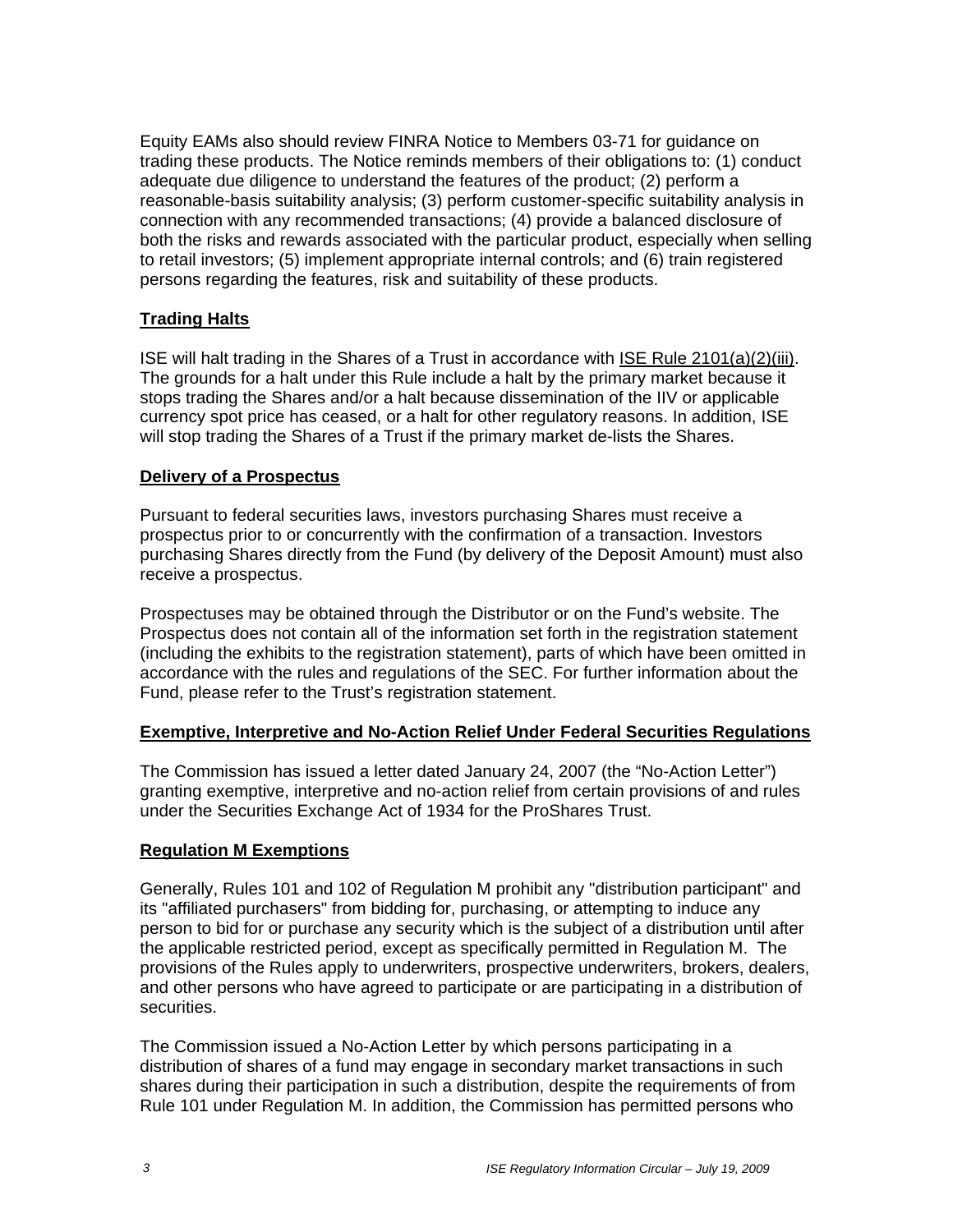Equity EAMs also should review FINRA Notice to Members 03-71 for guidance on trading these products. The Notice reminds members of their obligations to: (1) conduct adequate due diligence to understand the features of the product; (2) perform a reasonable-basis suitability analysis; (3) perform customer-specific suitability analysis in connection with any recommended transactions; (4) provide a balanced disclosure of both the risks and rewards associated with the particular product, especially when selling to retail investors; (5) implement appropriate internal controls; and (6) train registered persons regarding the features, risk and suitability of these products.

## Trading Halts

ISE will halt trading in the Shares of a Trust in accordance with ISE Rule 2101(a)(2)(iii). The grounds for a halt under this Rule include a halt by the primary market because it stops trading the Shares and/or a halt because dissemination of the IIV or applicable currency spot price has ceased, or a halt for other regulatory reasons. In addition, ISE will stop trading the Shares of a Trust if the primary market de-lists the Shares.

## Delivery of a Prospectus

Pursuant to federal securities laws, investors purchasing Shares must receive a prospectus prior to or concurrently with the confirmation of a transaction. Investors purchasing Shares directly from the Fund (by delivery of the Deposit Amount) must also receive a prospectus.

Prospectuses may be obtained through the Distributor or on the Fund's website. The Prospectus does not contain all of the information set forth in the registration statement (including the exhibits to the registration statement), parts of which have been omitted in accordance with the rules and regulations of the SEC. For further information about the Fund, please refer to the Trust's registration statement.

## Exemptive, Interpretive and No-Action Relief Under Federal Securities Regulations

The Commission has issued a letter dated January 24, 2007 (the "No-Action Letter") granting exemptive, interpretive and no-action relief from certain provisions of and rules under the Securities Exchange Act of 1934 for the ProShares Trust.

## Regulation M Exemptions

Generally, Rules 101 and 102 of Regulation M prohibit any "distribution participant" and its "affiliated purchasers" from bidding for, purchasing, or attempting to induce any person to bid for or purchase any security which is the subject of a distribution until after the applicable restricted period, except as specifically permitted in Regulation M. The provisions of the Rules apply to underwriters, prospective underwriters, brokers, dealers, and other persons who have agreed to participate or are participating in a distribution of securities.

The Commission issued a No-Action Letter by which persons participating in a distribution of shares of a fund may engage in secondary market transactions in such shares during their participation in such a distribution, despite the requirements of from Rule 101 under Regulation M. In addition, the Commission has permitted persons who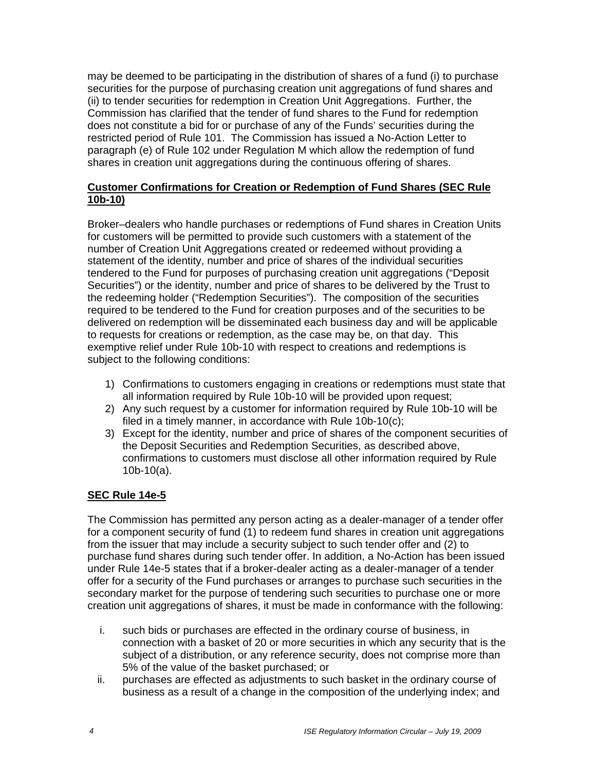may be deemed to be participating in the distribution of shares of a fund (i) to purchase securities for the purpose of purchasing creation unit aggregations of fund shares and (ii) to tender securities for redemption in Creation Unit Aggregations. Further, the Commission has clarified that the tender of fund shares to the Fund for redemption does not constitute a bid for or purchase of any of the Funds' securities during the restricted period of Rule 101. The Commission has issued a No-Action Letter to paragraph (e) of Rule 102 under Regulation M which allow the redemption of fund shares in creation unit aggregations during the continuous offering of shares.

**Customer Confirmations for Creation or Redemption of Fund Shares (SEC Rule 10b-10)**

Broker–dealers who handle purchases or redemptions of Fund shares in Creation Units for customers will be permitted to provide such customers with a statement of the number of Creation Unit Aggregations created or redeemed without providing a statement of the identity, number and price of shares of the individual securities tendered to the Fund for purposes of purchasing creation unit aggregations ("Deposit Securities") or the identity, number and price of shares to be delivered by the Trust to the redeeming holder ("Redemption Securities"). The composition of the securities required to be tendered to the Fund for creation purposes and of the securities to be delivered on redemption will be disseminated each business day and will be applicable to requests for creations or redemption, as the case may be, on that day. This exemptive relief under Rule 10b-10 with respect to creations and redemptions is subject to the following conditions:

1) Confirmations to customers engaging in creations or redemptions must state that all information required by Rule 10b-10 will be provided upon request;
2) Any such request by a customer for information required by Rule 10b-10 will be filed in a timely manner, in accordance with Rule 10b-10(c);
3) Except for the identity, number and price of shares of the component securities of the Deposit Securities and Redemption Securities, as described above, confirmations to customers must disclose all other information required by Rule 10b-10(a).

**SEC Rule 14e-5**

The Commission has permitted any person acting as a dealer-manager of a tender offer for a component security of fund (1) to redeem fund shares in creation unit aggregations from the issuer that may include a security subject to such tender offer and (2) to purchase fund shares during such tender offer. In addition, a No-Action has been issued under Rule 14e-5 states that if a broker-dealer acting as a dealer-manager of a tender offer for a security of the Fund purchases or arranges to purchase such securities in the secondary market for the purpose of tendering such securities to purchase one or more creation unit aggregations of shares, it must be made in conformance with the following:

i. such bids or purchases are effected in the ordinary course of business, in connection with a basket of 20 or more securities in which any security that is the subject of a distribution, or any reference security, does not comprise more than 5% of the value of the basket purchased; or
ii. purchases are effected as adjustments to such basket in the ordinary course of business as a result of a change in the composition of the underlying index; and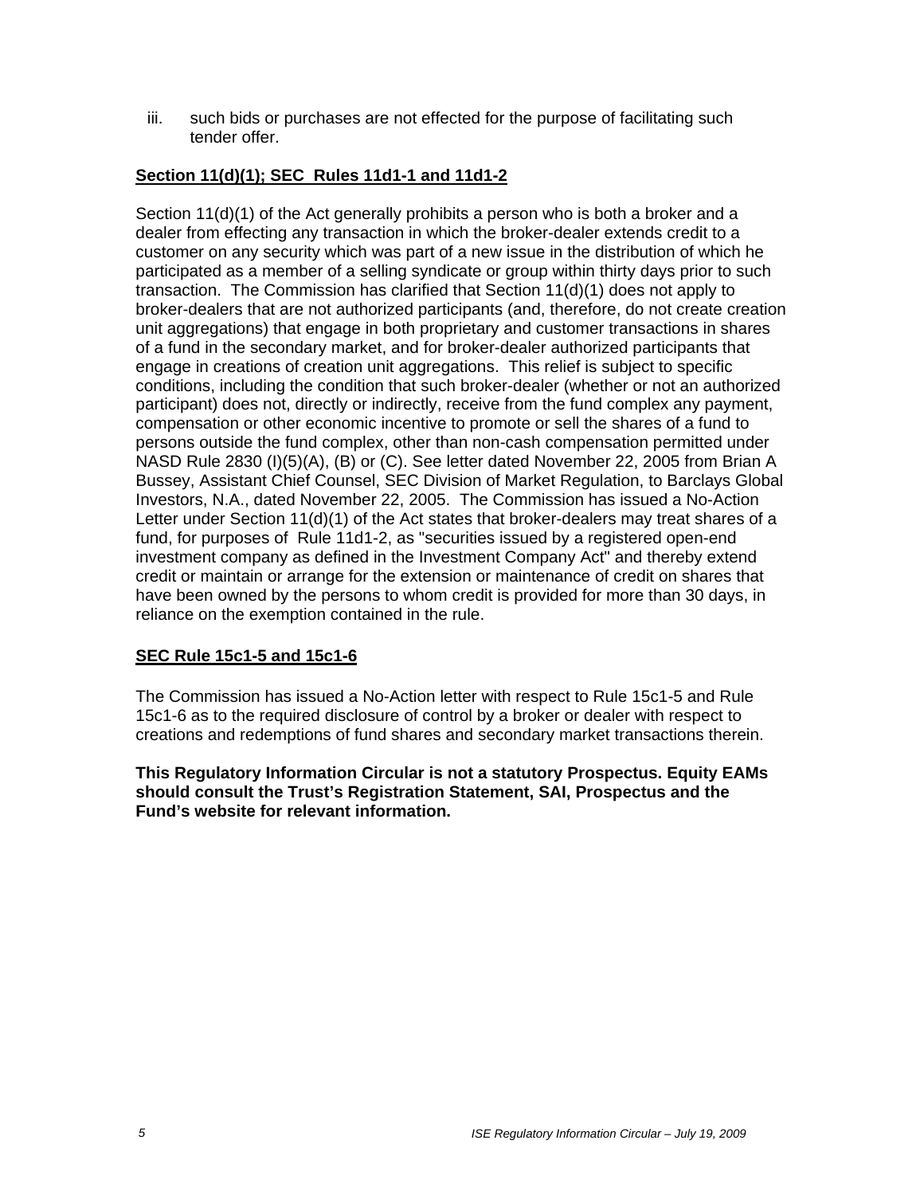iii. such bids or purchases are not effected for the purpose of facilitating such tender offer.

**Section 11(d)(1); SEC Rules 11d1-1 and 11d1-2**

Section 11(d)(1) of the Act generally prohibits a person who is both a broker and a dealer from effecting any transaction in which the broker-dealer extends credit to a customer on any security which was part of a new issue in the distribution of which he participated as a member of a selling syndicate or group within thirty days prior to such transaction. The Commission has clarified that Section 11(d)(1) does not apply to broker-dealers that are not authorized participants (and, therefore, do not create creation unit aggregations) that engage in both proprietary and customer transactions in shares of a fund in the secondary market, and for broker-dealer authorized participants that engage in creations of creation unit aggregations. This relief is subject to specific conditions, including the condition that such broker-dealer (whether or not an authorized participant) does not, directly or indirectly, receive from the fund complex any payment, compensation or other economic incentive to promote or sell the shares of a fund to persons outside the fund complex, other than non-cash compensation permitted under NASD Rule 2830 (I)(5)(A), (B) or (C). See letter dated November 22, 2005 from Brian A Bussey, Assistant Chief Counsel, SEC Division of Market Regulation, to Barclays Global Investors, N.A., dated November 22, 2005. The Commission has issued a No-Action Letter under Section 11(d)(1) of the Act states that broker-dealers may treat shares of a fund, for purposes of Rule 11d1-2, as "securities issued by a registered open-end investment company as defined in the Investment Company Act" and thereby extend credit or maintain or arrange for the extension or maintenance of credit on shares that have been owned by the persons to whom credit is provided for more than 30 days, in reliance on the exemption contained in the rule.

**SEC Rule 15c1-5 and 15c1-6**

The Commission has issued a No-Action letter with respect to Rule 15c1-5 and Rule 15c1-6 as to the required disclosure of control by a broker or dealer with respect to creations and redemptions of fund shares and secondary market transactions therein.

**This Regulatory Information Circular is not a statutory Prospectus. Equity EAMs should consult the Trust's Registration Statement, SAI, Prospectus and the Fund's website for relevant information.**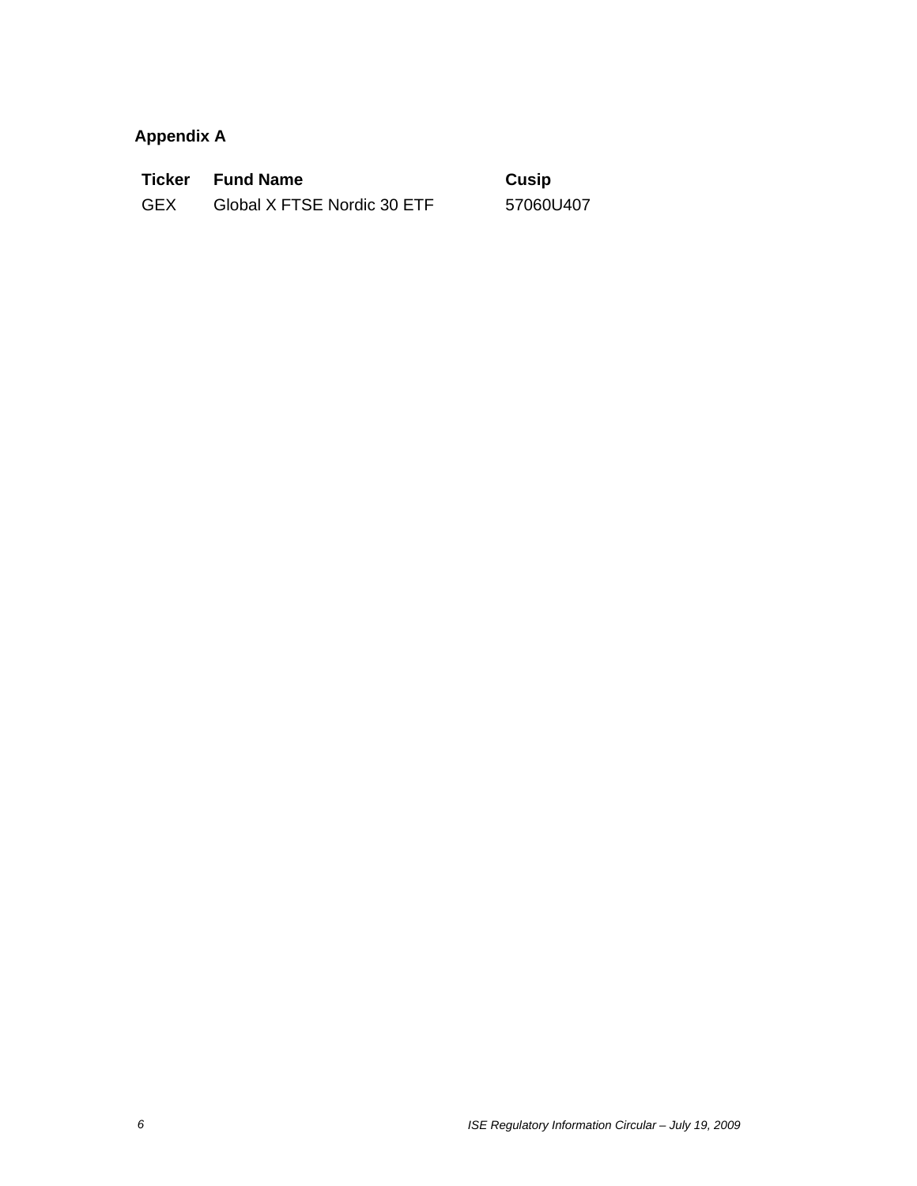## Appendix A

| Ticker | Fund Name | Cusip |
|---|---|---|
| GEX | Global X FTSE Nordic 30 ETF | 57060U407 |